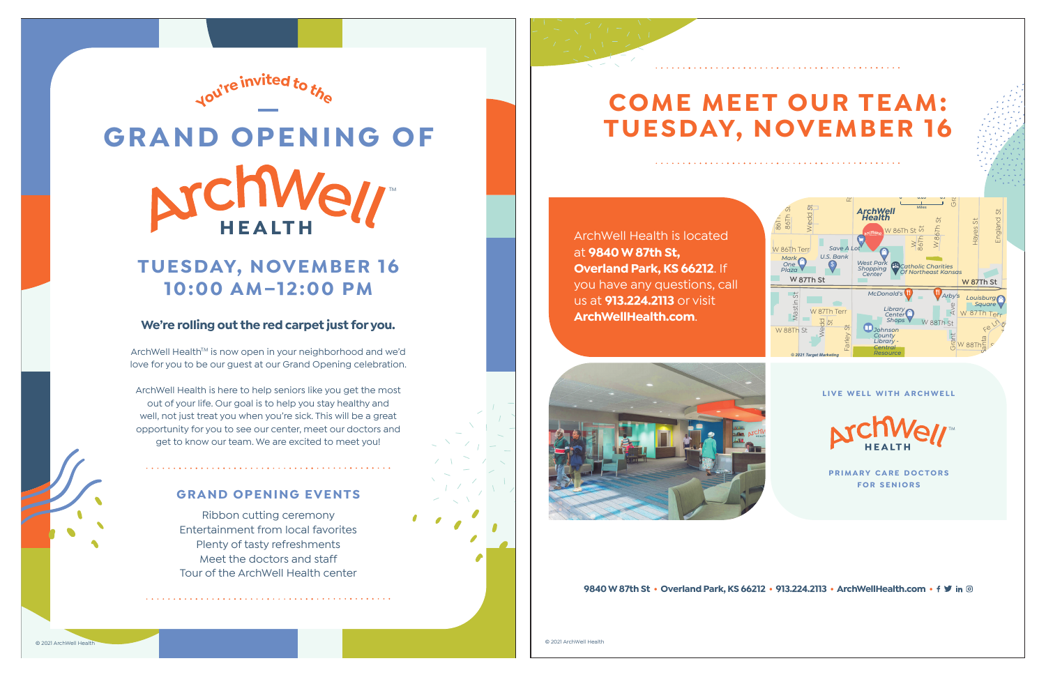you're invited to the

# GRAND OPENING OF

# ArchWell™ HEALTH

## TUESDAY, NOVEMBER 16
## 10:00 AM–12:00 PM

**We're rolling out the red carpet just for you.**

ArchWell Health™ is now open in your neighborhood and we'd love for you to be our guest at our Grand Opening celebration.

ArchWell Health is here to help seniors like you get the most out of your life. Our goal is to help you stay healthy and well, not just treat you when you're sick. This will be a great opportunity for you to see our center, meet our doctors and get to know our team. We are excited to meet you!

### GRAND OPENING EVENTS

Ribbon cutting ceremony
Entertainment from local favorites
Plenty of tasty refreshments
Meet the doctors and staff
Tour of the ArchWell Health center

© 2021 ArchWell Health

# COME MEET OUR TEAM: TUESDAY, NOVEMBER 16

ArchWell Health is located at **9840 W 87th St, Overland Park, KS 66212**. If you have any questions, call us at **913.224.2113** or visit **ArchWellHealth.com**.

© 2021 Target Marketing

LIVE WELL WITH ARCHWELL

ArchWell™ HEALTH

PRIMARY CARE DOCTORS FOR SENIORS

**9840 W 87th St • Overland Park, KS 66212 • 913.224.2113 • ArchWellHealth.com**

© 2021 ArchWell Health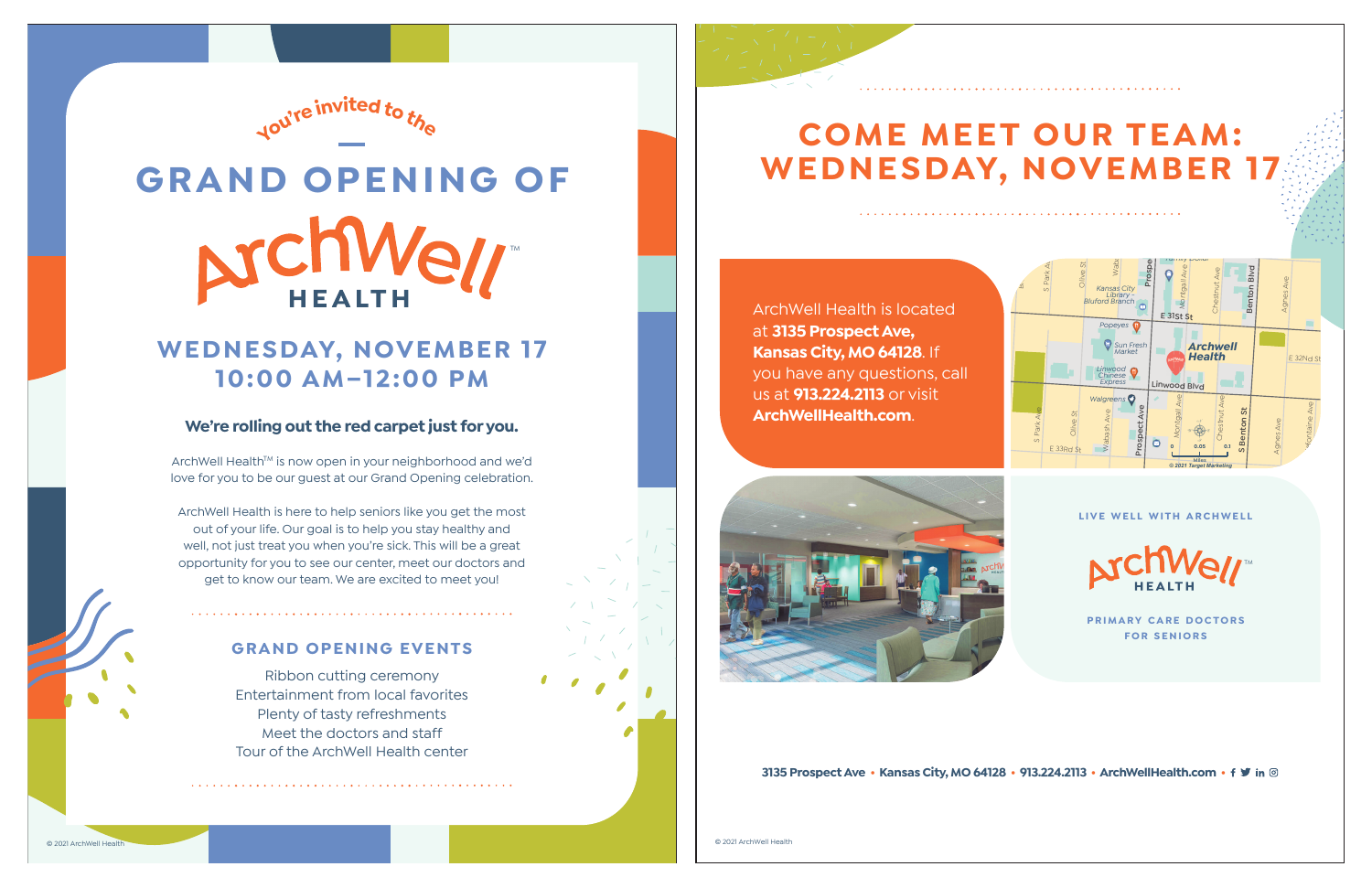you're invited to the

# GRAND OPENING OF

# ArchWell™ HEALTH

## WEDNESDAY, NOVEMBER 17
## 10:00 AM–12:00 PM

**We're rolling out the red carpet just for you.**

ArchWell Health™ is now open in your neighborhood and we'd love for you to be our guest at our Grand Opening celebration.

ArchWell Health is here to help seniors like you get the most out of your life. Our goal is to help you stay healthy and well, not just treat you when you're sick. This will be a great opportunity for you to see our center, meet our doctors and get to know our team. We are excited to meet you!

### GRAND OPENING EVENTS

Ribbon cutting ceremony
Entertainment from local favorites
Plenty of tasty refreshments
Meet the doctors and staff
Tour of the ArchWell Health center

© 2021 ArchWell Health

# COME MEET OUR TEAM: WEDNESDAY, NOVEMBER 17

ArchWell Health is located at **3135 Prospect Ave, Kansas City, MO 64128**. If you have any questions, call us at **913.224.2113** or visit **ArchWellHealth.com**.

LIVE WELL WITH ARCHWELL

ArchWell™ HEALTH

PRIMARY CARE DOCTORS FOR SENIORS

3135 Prospect Ave • Kansas City, MO 64128 • 913.224.2113 • ArchWellHealth.com

© 2021 ArchWell Health